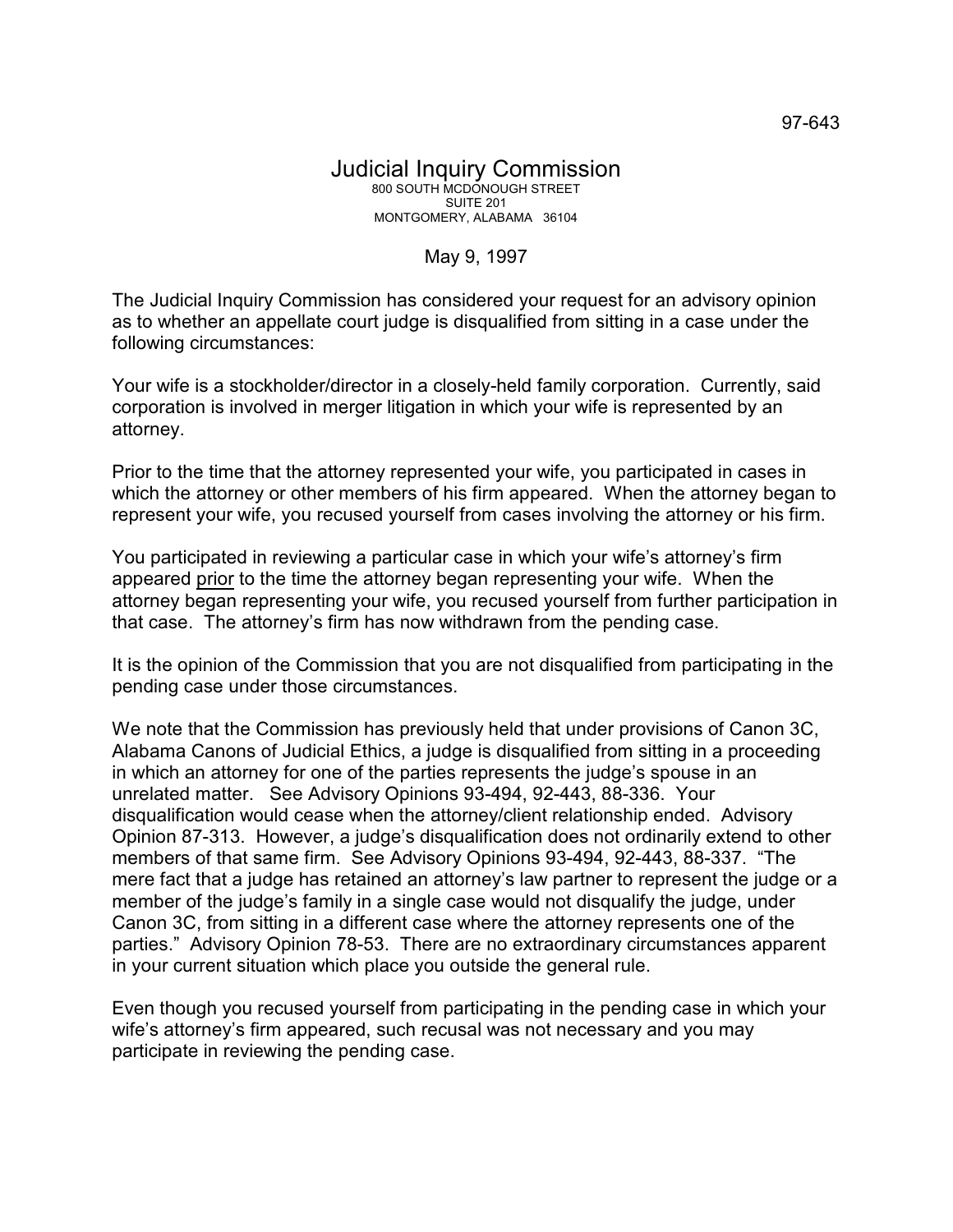97-643

# Judicial Inquiry Commission

800 SOUTH MCDONOUGH STREET
SUITE 201
MONTGOMERY, ALABAMA 36104

May 9, 1997

The Judicial Inquiry Commission has considered your request for an advisory opinion as to whether an appellate court judge is disqualified from sitting in a case under the following circumstances:

Your wife is a stockholder/director in a closely-held family corporation. Currently, said corporation is involved in merger litigation in which your wife is represented by an attorney.

Prior to the time that the attorney represented your wife, you participated in cases in which the attorney or other members of his firm appeared. When the attorney began to represent your wife, you recused yourself from cases involving the attorney or his firm.

You participated in reviewing a particular case in which your wife's attorney's firm appeared <u>prior</u> to the time the attorney began representing your wife. When the attorney began representing your wife, you recused yourself from further participation in that case. The attorney's firm has now withdrawn from the pending case.

It is the opinion of the Commission that you are not disqualified from participating in the pending case under those circumstances.

We note that the Commission has previously held that under provisions of Canon 3C, Alabama Canons of Judicial Ethics, a judge is disqualified from sitting in a proceeding in which an attorney for one of the parties represents the judge's spouse in an unrelated matter. See Advisory Opinions 93-494, 92-443, 88-336. Your disqualification would cease when the attorney/client relationship ended. Advisory Opinion 87-313. However, a judge's disqualification does not ordinarily extend to other members of that same firm. See Advisory Opinions 93-494, 92-443, 88-337. "The mere fact that a judge has retained an attorney's law partner to represent the judge or a member of the judge's family in a single case would not disqualify the judge, under Canon 3C, from sitting in a different case where the attorney represents one of the parties." Advisory Opinion 78-53. There are no extraordinary circumstances apparent in your current situation which place you outside the general rule.

Even though you recused yourself from participating in the pending case in which your wife's attorney's firm appeared, such recusal was not necessary and you may participate in reviewing the pending case.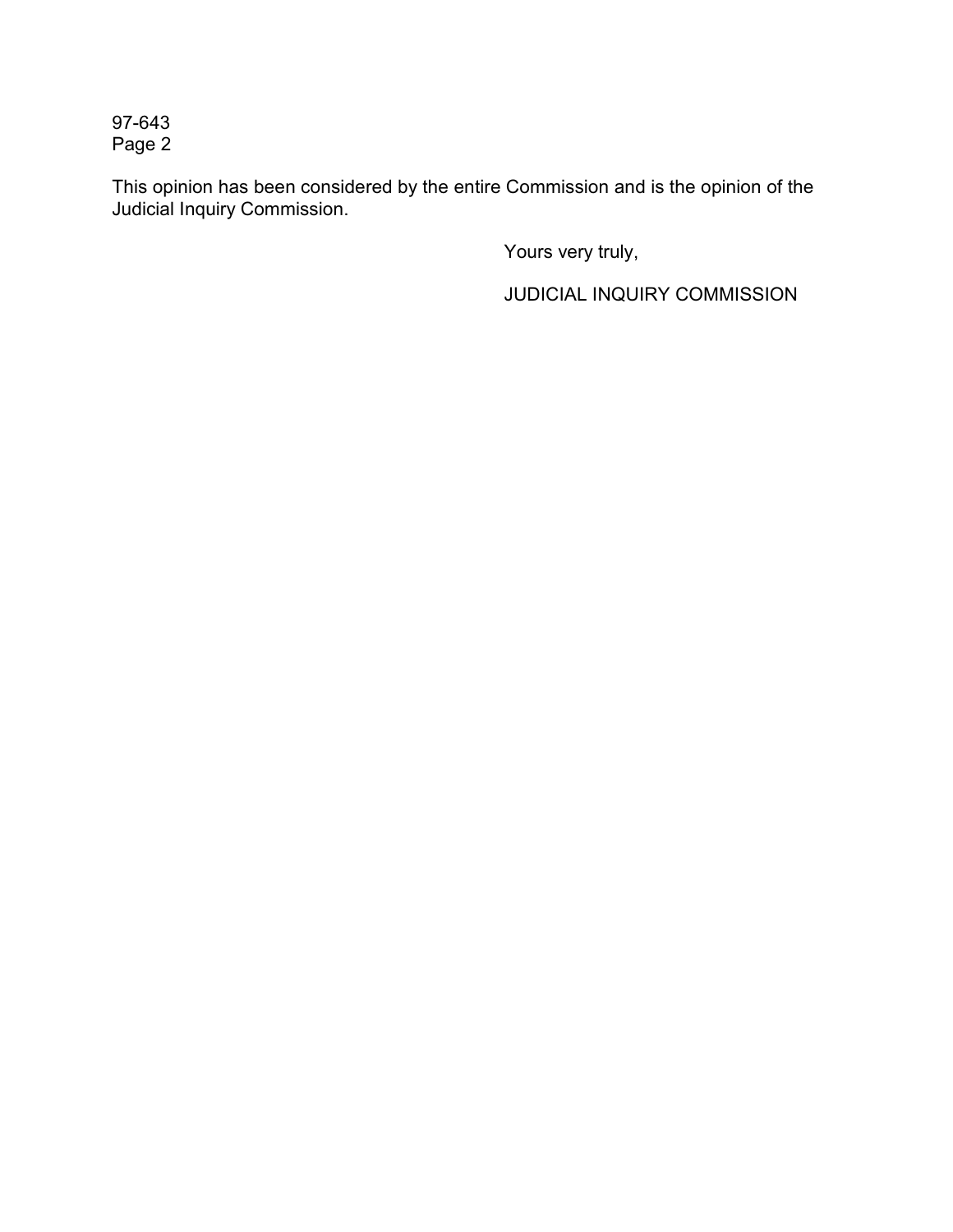This opinion has been considered by the entire Commission and is the opinion of the Judicial Inquiry Commission.

Yours very truly,

JUDICIAL INQUIRY COMMISSION